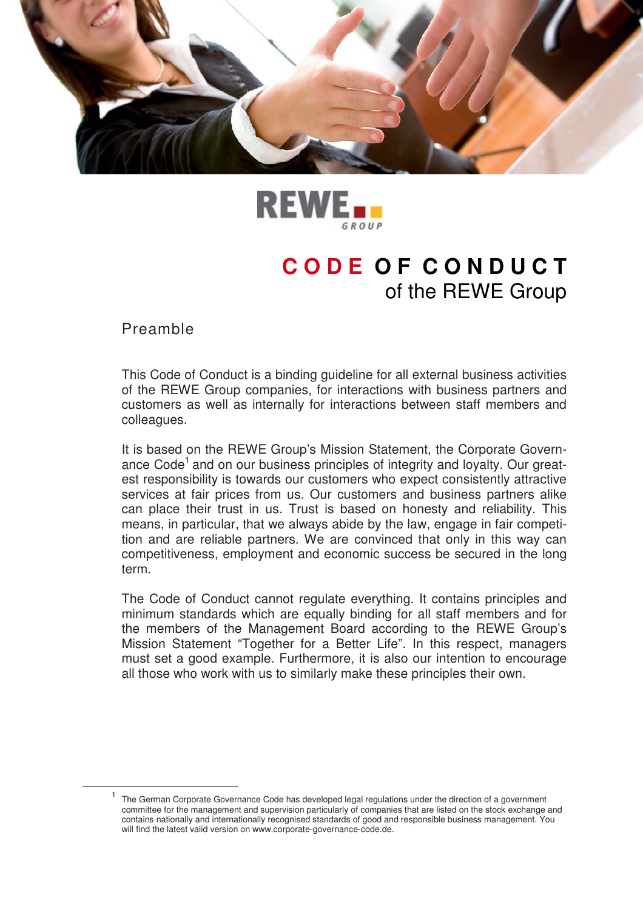REWE GROUP

# CODE OF CONDUCT of the REWE Group

## Preamble

This Code of Conduct is a binding guideline for all external business activities of the REWE Group companies, for interactions with business partners and customers as well as internally for interactions between staff members and colleagues.

It is based on the REWE Group's Mission Statement, the Corporate Governance Code[1] and on our business principles of integrity and loyalty. Our greatest responsibility is towards our customers who expect consistently attractive services at fair prices from us. Our customers and business partners alike can place their trust in us. Trust is based on honesty and reliability. This means, in particular, that we always abide by the law, engage in fair competition and are reliable partners. We are convinced that only in this way can competitiveness, employment and economic success be secured in the long term.

The Code of Conduct cannot regulate everything. It contains principles and minimum standards which are equally binding for all staff members and for the members of the Management Board according to the REWE Group's Mission Statement "Together for a Better Life". In this respect, managers must set a good example. Furthermore, it is also our intention to encourage all those who work with us to similarly make these principles their own.

---

[1] The German Corporate Governance Code has developed legal regulations under the direction of a government committee for the management and supervision particularly of companies that are listed on the stock exchange and contains nationally and internationally recognised standards of good and responsible business management. You will find the latest valid version on www.corporate-governance-code.de.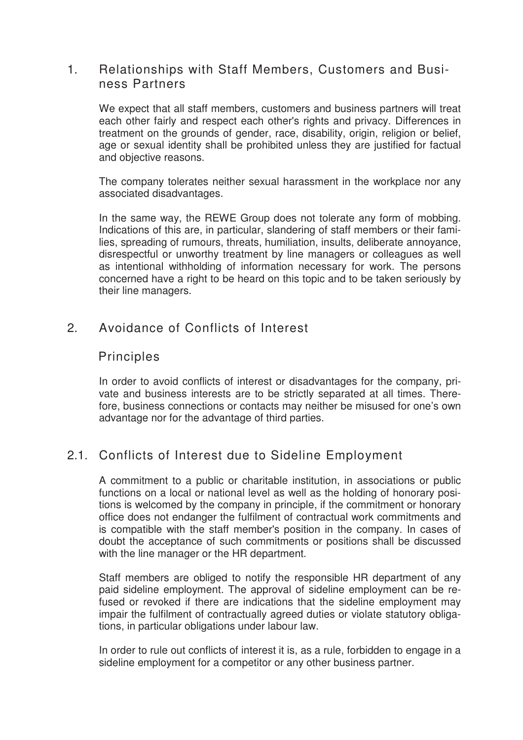## 1. Relationships with Staff Members, Customers and Business Partners

We expect that all staff members, customers and business partners will treat each other fairly and respect each other's rights and privacy. Differences in treatment on the grounds of gender, race, disability, origin, religion or belief, age or sexual identity shall be prohibited unless they are justified for factual and objective reasons.

The company tolerates neither sexual harassment in the workplace nor any associated disadvantages.

In the same way, the REWE Group does not tolerate any form of mobbing. Indications of this are, in particular, slandering of staff members or their families, spreading of rumours, threats, humiliation, insults, deliberate annoyance, disrespectful or unworthy treatment by line managers or colleagues as well as intentional withholding of information necessary for work. The persons concerned have a right to be heard on this topic and to be taken seriously by their line managers.

## 2. Avoidance of Conflicts of Interest

### Principles

In order to avoid conflicts of interest or disadvantages for the company, private and business interests are to be strictly separated at all times. Therefore, business connections or contacts may neither be misused for one's own advantage nor for the advantage of third parties.

### 2.1. Conflicts of Interest due to Sideline Employment

A commitment to a public or charitable institution, in associations or public functions on a local or national level as well as the holding of honorary positions is welcomed by the company in principle, if the commitment or honorary office does not endanger the fulfilment of contractual work commitments and is compatible with the staff member's position in the company. In cases of doubt the acceptance of such commitments or positions shall be discussed with the line manager or the HR department.

Staff members are obliged to notify the responsible HR department of any paid sideline employment. The approval of sideline employment can be refused or revoked if there are indications that the sideline employment may impair the fulfilment of contractually agreed duties or violate statutory obligations, in particular obligations under labour law.

In order to rule out conflicts of interest it is, as a rule, forbidden to engage in a sideline employment for a competitor or any other business partner.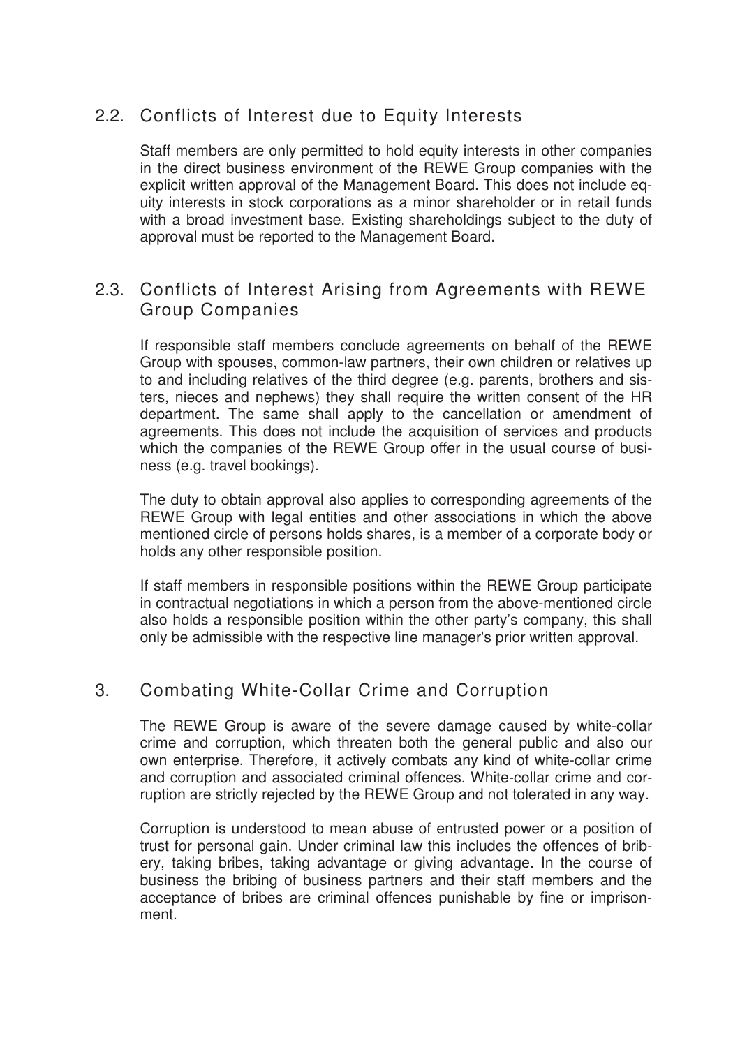## 2.2. Conflicts of Interest due to Equity Interests

Staff members are only permitted to hold equity interests in other companies in the direct business environment of the REWE Group companies with the explicit written approval of the Management Board. This does not include equity interests in stock corporations as a minor shareholder or in retail funds with a broad investment base. Existing shareholdings subject to the duty of approval must be reported to the Management Board.

## 2.3. Conflicts of Interest Arising from Agreements with REWE Group Companies

If responsible staff members conclude agreements on behalf of the REWE Group with spouses, common-law partners, their own children or relatives up to and including relatives of the third degree (e.g. parents, brothers and sisters, nieces and nephews) they shall require the written consent of the HR department. The same shall apply to the cancellation or amendment of agreements. This does not include the acquisition of services and products which the companies of the REWE Group offer in the usual course of business (e.g. travel bookings).

The duty to obtain approval also applies to corresponding agreements of the REWE Group with legal entities and other associations in which the above mentioned circle of persons holds shares, is a member of a corporate body or holds any other responsible position.

If staff members in responsible positions within the REWE Group participate in contractual negotiations in which a person from the above-mentioned circle also holds a responsible position within the other party's company, this shall only be admissible with the respective line manager's prior written approval.

# 3. Combating White-Collar Crime and Corruption

The REWE Group is aware of the severe damage caused by white-collar crime and corruption, which threaten both the general public and also our own enterprise. Therefore, it actively combats any kind of white-collar crime and corruption and associated criminal offences. White-collar crime and corruption are strictly rejected by the REWE Group and not tolerated in any way.

Corruption is understood to mean abuse of entrusted power or a position of trust for personal gain. Under criminal law this includes the offences of bribery, taking bribes, taking advantage or giving advantage. In the course of business the bribing of business partners and their staff members and the acceptance of bribes are criminal offences punishable by fine or imprisonment.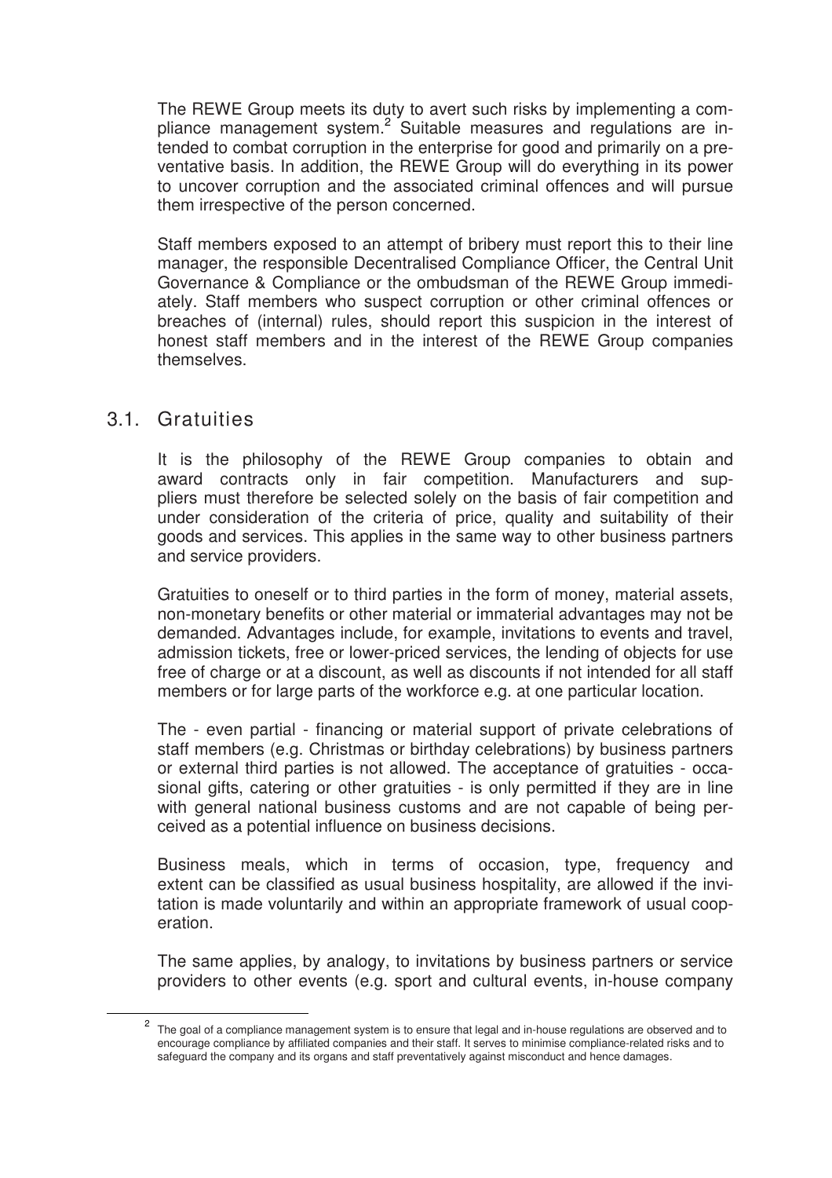The REWE Group meets its duty to avert such risks by implementing a compliance management system.[2] Suitable measures and regulations are intended to combat corruption in the enterprise for good and primarily on a preventative basis. In addition, the REWE Group will do everything in its power to uncover corruption and the associated criminal offences and will pursue them irrespective of the person concerned.

Staff members exposed to an attempt of bribery must report this to their line manager, the responsible Decentralised Compliance Officer, the Central Unit Governance & Compliance or the ombudsman of the REWE Group immediately. Staff members who suspect corruption or other criminal offences or breaches of (internal) rules, should report this suspicion in the interest of honest staff members and in the interest of the REWE Group companies themselves.

## 3.1. Gratuities

It is the philosophy of the REWE Group companies to obtain and award contracts only in fair competition. Manufacturers and suppliers must therefore be selected solely on the basis of fair competition and under consideration of the criteria of price, quality and suitability of their goods and services. This applies in the same way to other business partners and service providers.

Gratuities to oneself or to third parties in the form of money, material assets, non-monetary benefits or other material or immaterial advantages may not be demanded. Advantages include, for example, invitations to events and travel, admission tickets, free or lower-priced services, the lending of objects for use free of charge or at a discount, as well as discounts if not intended for all staff members or for large parts of the workforce e.g. at one particular location.

The - even partial - financing or material support of private celebrations of staff members (e.g. Christmas or birthday celebrations) by business partners or external third parties is not allowed. The acceptance of gratuities - occasional gifts, catering or other gratuities - is only permitted if they are in line with general national business customs and are not capable of being perceived as a potential influence on business decisions.

Business meals, which in terms of occasion, type, frequency and extent can be classified as usual business hospitality, are allowed if the invitation is made voluntarily and within an appropriate framework of usual cooperation.

The same applies, by analogy, to invitations by business partners or service providers to other events (e.g. sport and cultural events, in-house company

[2] The goal of a compliance management system is to ensure that legal and in-house regulations are observed and to encourage compliance by affiliated companies and their staff. It serves to minimise compliance-related risks and to safeguard the company and its organs and staff preventatively against misconduct and hence damages.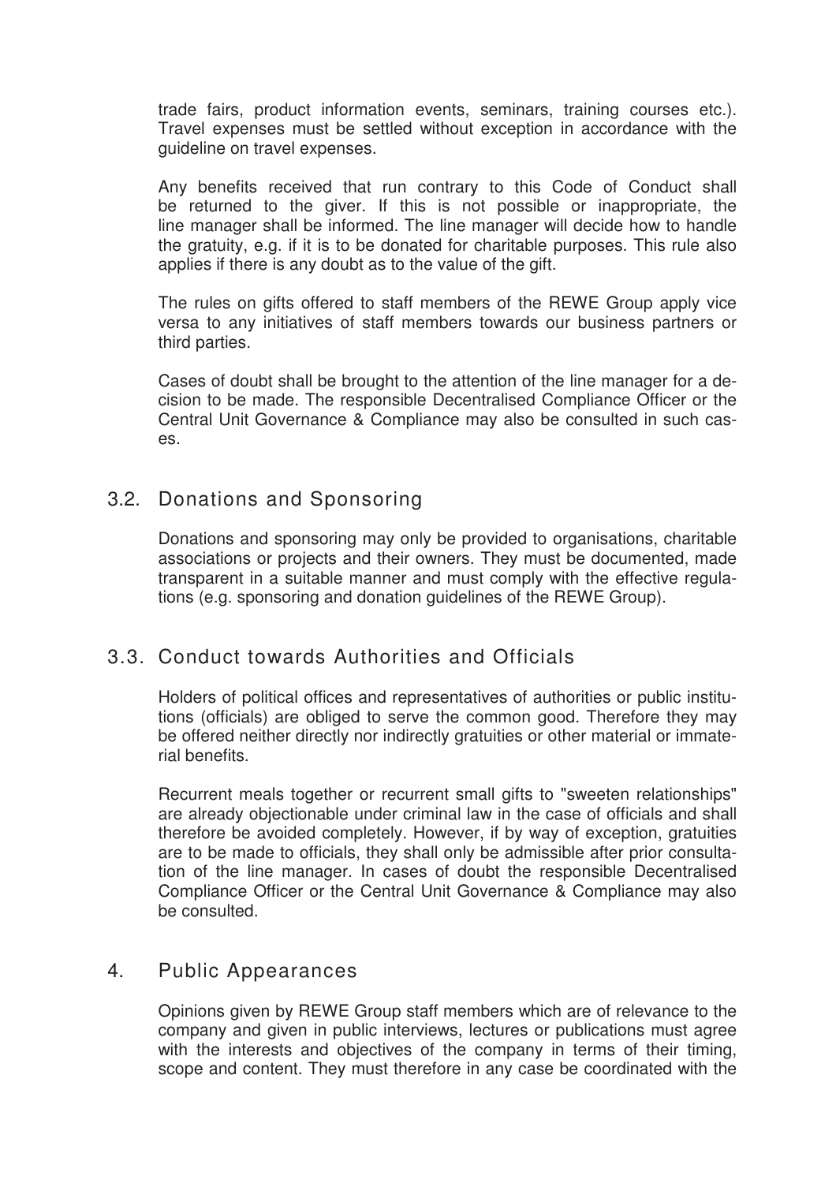trade fairs, product information events, seminars, training courses etc.). Travel expenses must be settled without exception in accordance with the guideline on travel expenses.

Any benefits received that run contrary to this Code of Conduct shall be returned to the giver. If this is not possible or inappropriate, the line manager shall be informed. The line manager will decide how to handle the gratuity, e.g. if it is to be donated for charitable purposes. This rule also applies if there is any doubt as to the value of the gift.

The rules on gifts offered to staff members of the REWE Group apply vice versa to any initiatives of staff members towards our business partners or third parties.

Cases of doubt shall be brought to the attention of the line manager for a decision to be made. The responsible Decentralised Compliance Officer or the Central Unit Governance & Compliance may also be consulted in such cases.

## 3.2. Donations and Sponsoring

Donations and sponsoring may only be provided to organisations, charitable associations or projects and their owners. They must be documented, made transparent in a suitable manner and must comply with the effective regulations (e.g. sponsoring and donation guidelines of the REWE Group).

## 3.3. Conduct towards Authorities and Officials

Holders of political offices and representatives of authorities or public institutions (officials) are obliged to serve the common good. Therefore they may be offered neither directly nor indirectly gratuities or other material or immaterial benefits.

Recurrent meals together or recurrent small gifts to "sweeten relationships" are already objectionable under criminal law in the case of officials and shall therefore be avoided completely. However, if by way of exception, gratuities are to be made to officials, they shall only be admissible after prior consultation of the line manager. In cases of doubt the responsible Decentralised Compliance Officer or the Central Unit Governance & Compliance may also be consulted.

# 4. Public Appearances

Opinions given by REWE Group staff members which are of relevance to the company and given in public interviews, lectures or publications must agree with the interests and objectives of the company in terms of their timing, scope and content. They must therefore in any case be coordinated with the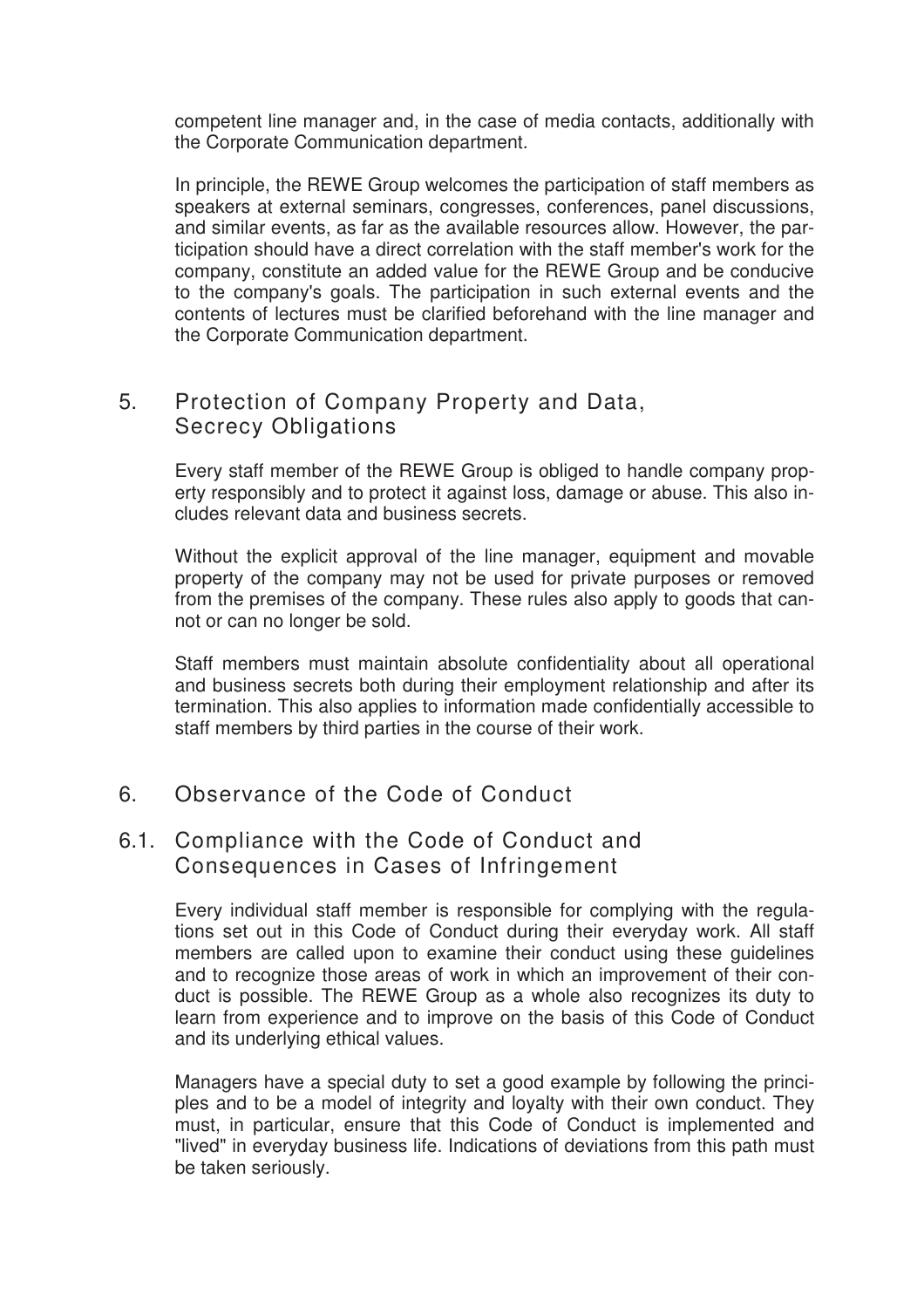competent line manager and, in the case of media contacts, additionally with the Corporate Communication department.

In principle, the REWE Group welcomes the participation of staff members as speakers at external seminars, congresses, conferences, panel discussions, and similar events, as far as the available resources allow. However, the participation should have a direct correlation with the staff member's work for the company, constitute an added value for the REWE Group and be conducive to the company's goals. The participation in such external events and the contents of lectures must be clarified beforehand with the line manager and the Corporate Communication department.

## 5. Protection of Company Property and Data, Secrecy Obligations

Every staff member of the REWE Group is obliged to handle company property responsibly and to protect it against loss, damage or abuse. This also includes relevant data and business secrets.

Without the explicit approval of the line manager, equipment and movable property of the company may not be used for private purposes or removed from the premises of the company. These rules also apply to goods that cannot or can no longer be sold.

Staff members must maintain absolute confidentiality about all operational and business secrets both during their employment relationship and after its termination. This also applies to information made confidentially accessible to staff members by third parties in the course of their work.

## 6. Observance of the Code of Conduct

### 6.1. Compliance with the Code of Conduct and Consequences in Cases of Infringement

Every individual staff member is responsible for complying with the regulations set out in this Code of Conduct during their everyday work. All staff members are called upon to examine their conduct using these guidelines and to recognize those areas of work in which an improvement of their conduct is possible. The REWE Group as a whole also recognizes its duty to learn from experience and to improve on the basis of this Code of Conduct and its underlying ethical values.

Managers have a special duty to set a good example by following the principles and to be a model of integrity and loyalty with their own conduct. They must, in particular, ensure that this Code of Conduct is implemented and "lived" in everyday business life. Indications of deviations from this path must be taken seriously.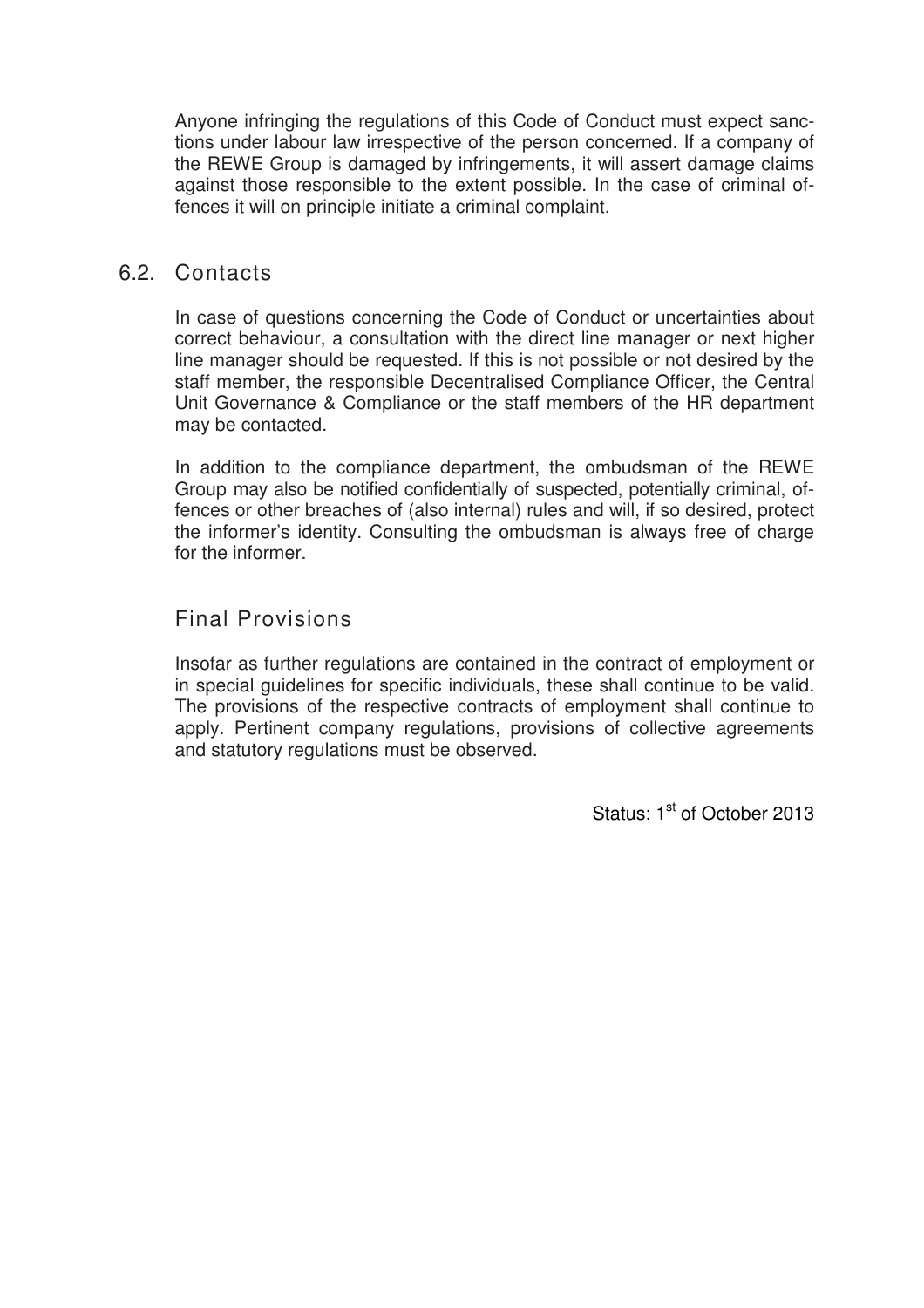Anyone infringing the regulations of this Code of Conduct must expect sanctions under labour law irrespective of the person concerned. If a company of the REWE Group is damaged by infringements, it will assert damage claims against those responsible to the extent possible. In the case of criminal offences it will on principle initiate a criminal complaint.

## 6.2. Contacts

In case of questions concerning the Code of Conduct or uncertainties about correct behaviour, a consultation with the direct line manager or next higher line manager should be requested. If this is not possible or not desired by the staff member, the responsible Decentralised Compliance Officer, the Central Unit Governance & Compliance or the staff members of the HR department may be contacted.

In addition to the compliance department, the ombudsman of the REWE Group may also be notified confidentially of suspected, potentially criminal, offences or other breaches of (also internal) rules and will, if so desired, protect the informer's identity. Consulting the ombudsman is always free of charge for the informer.

## Final Provisions

Insofar as further regulations are contained in the contract of employment or in special guidelines for specific individuals, these shall continue to be valid. The provisions of the respective contracts of employment shall continue to apply. Pertinent company regulations, provisions of collective agreements and statutory regulations must be observed.

Status: 1st of October 2013